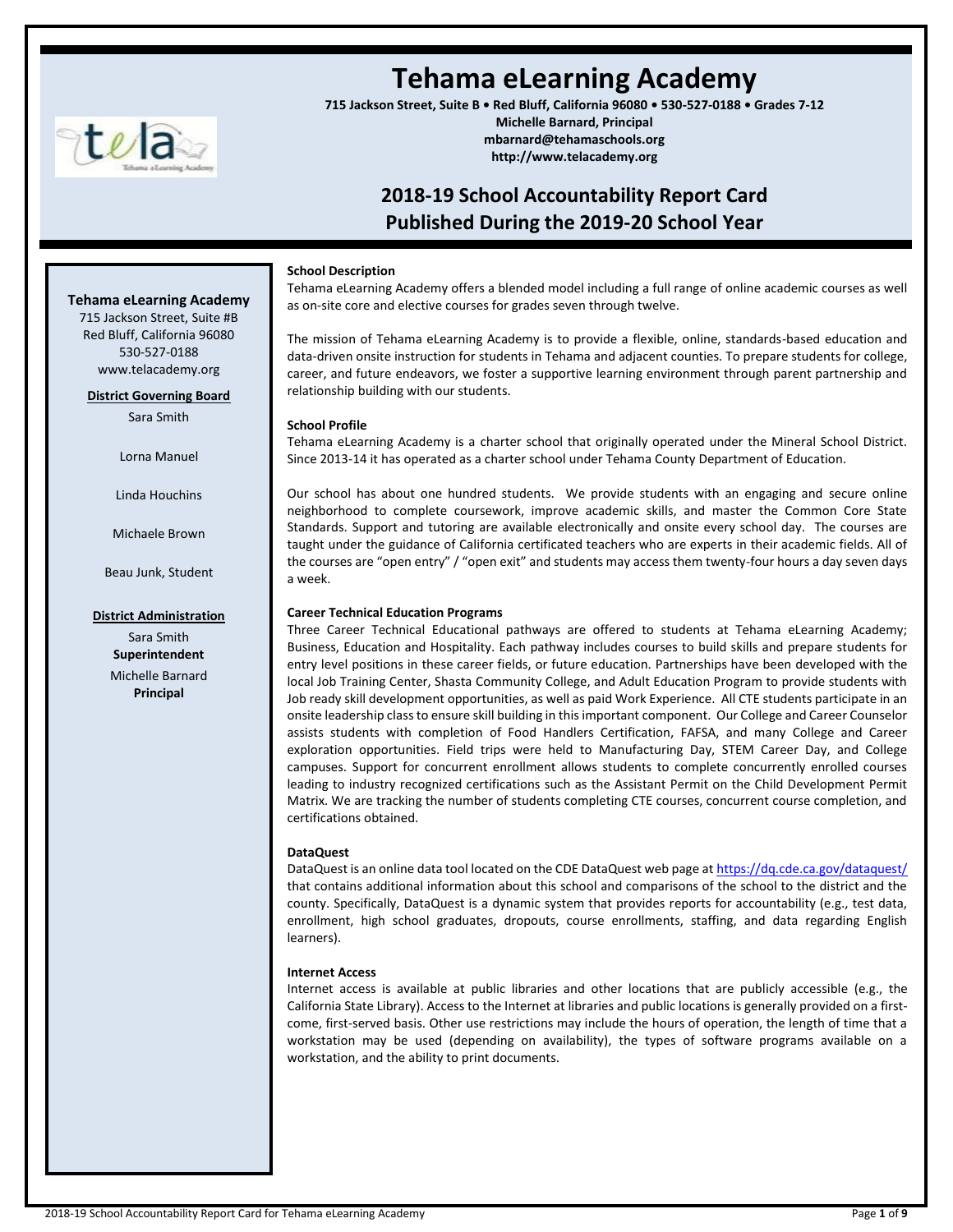# Tehama eLearning Academy

**715 Jackson Street, Suite B • Red Bluff, California 96080 • 530-527-0188 • Grades 7-12**
**Michelle Barnard, Principal**
**mbarnard@tehamaschools.org**
**http://www.telacademy.org**

## 2018-19 School Accountability Report Card
## Published During the 2019-20 School Year

**Tehama eLearning Academy**
715 Jackson Street, Suite #B
Red Bluff, California 96080
530-527-0188
www.telacademy.org

**District Governing Board**

Sara Smith

Lorna Manuel

Linda Houchins

Michaele Brown

Beau Junk, Student

**District Administration**

Sara Smith
**Superintendent**

Michelle Barnard
**Principal**

**School Description**

Tehama eLearning Academy offers a blended model including a full range of online academic courses as well as on-site core and elective courses for grades seven through twelve.

The mission of Tehama eLearning Academy is to provide a flexible, online, standards-based education and data-driven onsite instruction for students in Tehama and adjacent counties. To prepare students for college, career, and future endeavors, we foster a supportive learning environment through parent partnership and relationship building with our students.

**School Profile**

Tehama eLearning Academy is a charter school that originally operated under the Mineral School District. Since 2013-14 it has operated as a charter school under Tehama County Department of Education.

Our school has about one hundred students. We provide students with an engaging and secure online neighborhood to complete coursework, improve academic skills, and master the Common Core State Standards. Support and tutoring are available electronically and onsite every school day. The courses are taught under the guidance of California certificated teachers who are experts in their academic fields. All of the courses are "open entry" / "open exit" and students may access them twenty-four hours a day seven days a week.

**Career Technical Education Programs**

Three Career Technical Educational pathways are offered to students at Tehama eLearning Academy; Business, Education and Hospitality. Each pathway includes courses to build skills and prepare students for entry level positions in these career fields, or future education. Partnerships have been developed with the local Job Training Center, Shasta Community College, and Adult Education Program to provide students with Job ready skill development opportunities, as well as paid Work Experience. All CTE students participate in an onsite leadership class to ensure skill building in this important component. Our College and Career Counselor assists students with completion of Food Handlers Certification, FAFSA, and many College and Career exploration opportunities. Field trips were held to Manufacturing Day, STEM Career Day, and College campuses. Support for concurrent enrollment allows students to complete concurrently enrolled courses leading to industry recognized certifications such as the Assistant Permit on the Child Development Permit Matrix. We are tracking the number of students completing CTE courses, concurrent course completion, and certifications obtained.

**DataQuest**

DataQuest is an online data tool located on the CDE DataQuest web page at https://dq.cde.ca.gov/dataquest/ that contains additional information about this school and comparisons of the school to the district and the county. Specifically, DataQuest is a dynamic system that provides reports for accountability (e.g., test data, enrollment, high school graduates, dropouts, course enrollments, staffing, and data regarding English learners).

**Internet Access**

Internet access is available at public libraries and other locations that are publicly accessible (e.g., the California State Library). Access to the Internet at libraries and public locations is generally provided on a first-come, first-served basis. Other use restrictions may include the hours of operation, the length of time that a workstation may be used (depending on availability), the types of software programs available on a workstation, and the ability to print documents.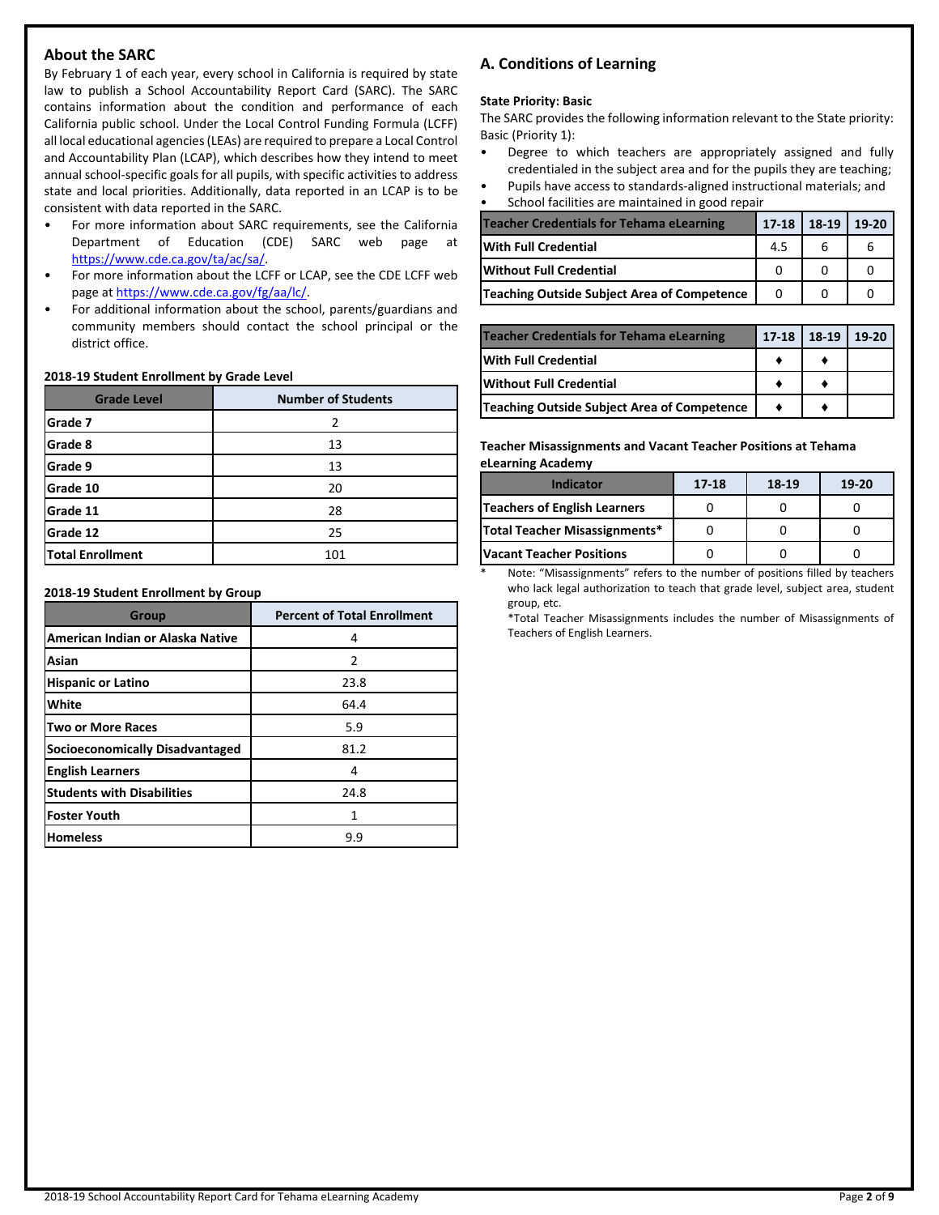## About the SARC

By February 1 of each year, every school in California is required by state law to publish a School Accountability Report Card (SARC). The SARC contains information about the condition and performance of each California public school. Under the Local Control Funding Formula (LCFF) all local educational agencies (LEAs) are required to prepare a Local Control and Accountability Plan (LCAP), which describes how they intend to meet annual school-specific goals for all pupils, with specific activities to address state and local priorities. Additionally, data reported in an LCAP is to be consistent with data reported in the SARC.

- For more information about SARC requirements, see the California Department of Education (CDE) SARC web page at https://www.cde.ca.gov/ta/ac/sa/.
- For more information about the LCFF or LCAP, see the CDE LCFF web page at https://www.cde.ca.gov/fg/aa/lc/.
- For additional information about the school, parents/guardians and community members should contact the school principal or the district office.

**2018-19 Student Enrollment by Grade Level**

| Grade Level | Number of Students |
|---|---|
| Grade 7 | 2 |
| Grade 8 | 13 |
| Grade 9 | 13 |
| Grade 10 | 20 |
| Grade 11 | 28 |
| Grade 12 | 25 |
| Total Enrollment | 101 |

**2018-19 Student Enrollment by Group**

| Group | Percent of Total Enrollment |
|---|---|
| American Indian or Alaska Native | 4 |
| Asian | 2 |
| Hispanic or Latino | 23.8 |
| White | 64.4 |
| Two or More Races | 5.9 |
| Socioeconomically Disadvantaged | 81.2 |
| English Learners | 4 |
| Students with Disabilities | 24.8 |
| Foster Youth | 1 |
| Homeless | 9.9 |

## A. Conditions of Learning

**State Priority: Basic**

The SARC provides the following information relevant to the State priority: Basic (Priority 1):

- Degree to which teachers are appropriately assigned and fully credentialed in the subject area and for the pupils they are teaching;
- Pupils have access to standards-aligned instructional materials; and
- School facilities are maintained in good repair

| Teacher Credentials for Tehama eLearning | 17-18 | 18-19 | 19-20 |
|---|---|---|---|
| With Full Credential | 4.5 | 6 | 6 |
| Without Full Credential | 0 | 0 | 0 |
| Teaching Outside Subject Area of Competence | 0 | 0 | 0 |

| Teacher Credentials for Tehama eLearning | 17-18 | 18-19 | 19-20 |
|---|---|---|---|
| With Full Credential | ♦ | ♦ | |
| Without Full Credential | ♦ | ♦ | |
| Teaching Outside Subject Area of Competence | ♦ | ♦ | |

**Teacher Misassignments and Vacant Teacher Positions at Tehama eLearning Academy**

| Indicator | 17-18 | 18-19 | 19-20 |
|---|---|---|---|
| Teachers of English Learners | 0 | 0 | 0 |
| Total Teacher Misassignments* | 0 | 0 | 0 |
| Vacant Teacher Positions | 0 | 0 | 0 |

\* Note: "Misassignments" refers to the number of positions filled by teachers who lack legal authorization to teach that grade level, subject area, student group, etc.

*Total Teacher Misassignments includes the number of Misassignments of Teachers of English Learners.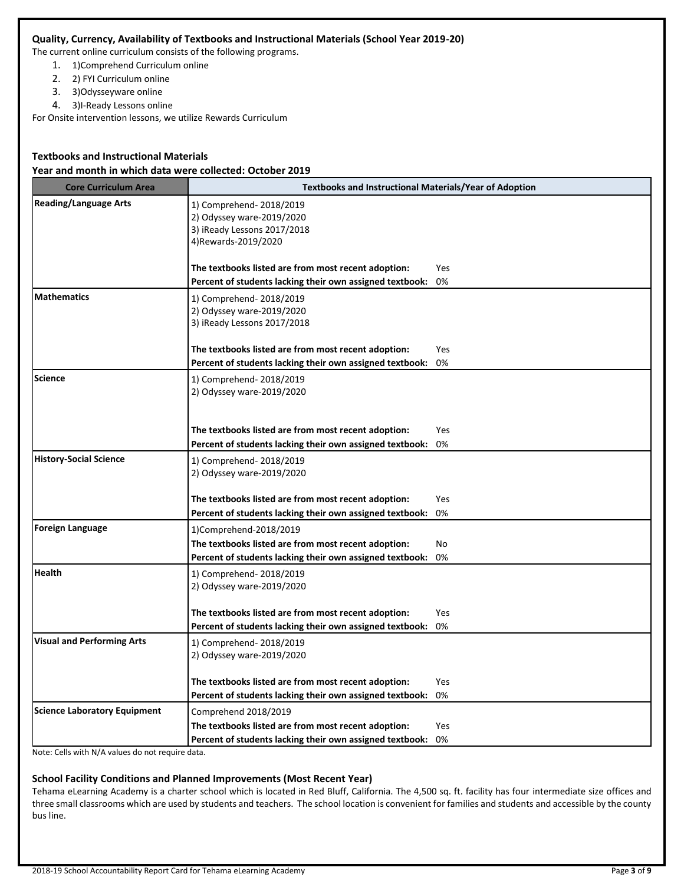### Quality, Currency, Availability of Textbooks and Instructional Materials (School Year 2019-20)

The current online curriculum consists of the following programs.

1. 1)Comprehend Curriculum online
2. 2) FYI Curriculum online
3. 3)Odysseyware online
4. 3)I-Ready Lessons online

For Onsite intervention lessons, we utilize Rewards Curriculum

### Textbooks and Instructional Materials

**Year and month in which data were collected: October 2019**

| Core Curriculum Area | Textbooks and Instructional Materials/Year of Adoption |
|---|---|
| **Reading/Language Arts** | 1) Comprehend- 2018/2019<br>2) Odyssey ware-2019/2020<br>3) iReady Lessons 2017/2018<br>4)Rewards-2019/2020<br><br>**The textbooks listed are from most recent adoption:** Yes<br>**Percent of students lacking their own assigned textbook:** 0% |
| **Mathematics** | 1) Comprehend- 2018/2019<br>2) Odyssey ware-2019/2020<br>3) iReady Lessons 2017/2018<br><br>**The textbooks listed are from most recent adoption:** Yes<br>**Percent of students lacking their own assigned textbook:** 0% |
| **Science** | 1) Comprehend- 2018/2019<br>2) Odyssey ware-2019/2020<br><br>**The textbooks listed are from most recent adoption:** Yes<br>**Percent of students lacking their own assigned textbook:** 0% |
| **History-Social Science** | 1) Comprehend- 2018/2019<br>2) Odyssey ware-2019/2020<br><br>**The textbooks listed are from most recent adoption:** Yes<br>**Percent of students lacking their own assigned textbook:** 0% |
| **Foreign Language** | 1)Comprehend-2018/2019<br>**The textbooks listed are from most recent adoption:** No<br>**Percent of students lacking their own assigned textbook:** 0% |
| **Health** | 1) Comprehend- 2018/2019<br>2) Odyssey ware-2019/2020<br><br>**The textbooks listed are from most recent adoption:** Yes<br>**Percent of students lacking their own assigned textbook:** 0% |
| **Visual and Performing Arts** | 1) Comprehend- 2018/2019<br>2) Odyssey ware-2019/2020<br><br>**The textbooks listed are from most recent adoption:** Yes<br>**Percent of students lacking their own assigned textbook:** 0% |
| **Science Laboratory Equipment** | Comprehend 2018/2019<br>**The textbooks listed are from most recent adoption:** Yes<br>**Percent of students lacking their own assigned textbook:** 0% |

Note: Cells with N/A values do not require data.

### School Facility Conditions and Planned Improvements (Most Recent Year)

Tehama eLearning Academy is a charter school which is located in Red Bluff, California. The 4,500 sq. ft. facility has four intermediate size offices and three small classrooms which are used by students and teachers. The school location is convenient for families and students and accessible by the county bus line.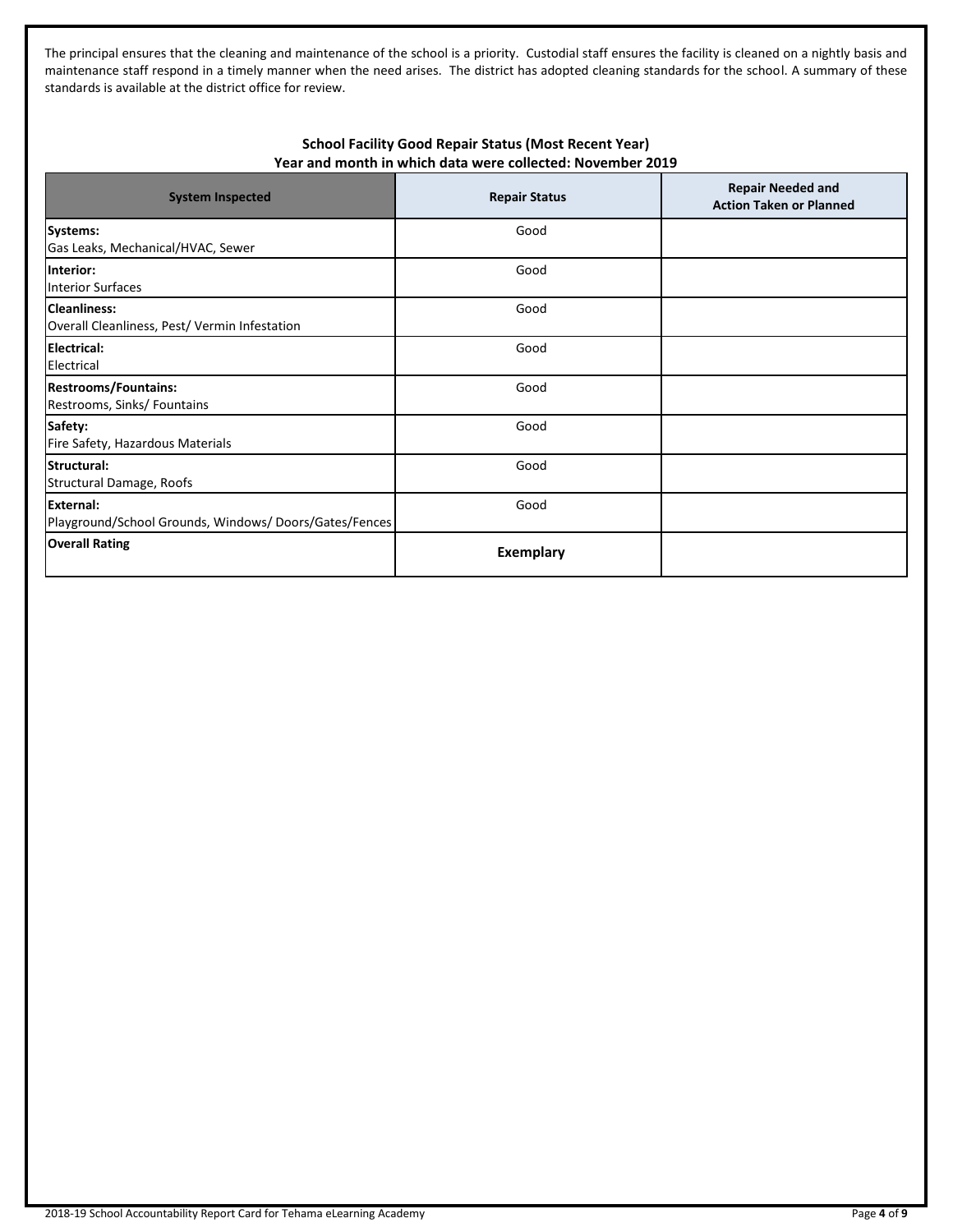The principal ensures that the cleaning and maintenance of the school is a priority. Custodial staff ensures the facility is cleaned on a nightly basis and maintenance staff respond in a timely manner when the need arises. The district has adopted cleaning standards for the school. A summary of these standards is available at the district office for review.

### School Facility Good Repair Status (Most Recent Year)
### Year and month in which data were collected: November 2019

| System Inspected | Repair Status | Repair Needed and Action Taken or Planned |
|---|---|---|
| **Systems:** Gas Leaks, Mechanical/HVAC, Sewer | Good | |
| **Interior:** Interior Surfaces | Good | |
| **Cleanliness:** Overall Cleanliness, Pest/ Vermin Infestation | Good | |
| **Electrical:** Electrical | Good | |
| **Restrooms/Fountains:** Restrooms, Sinks/ Fountains | Good | |
| **Safety:** Fire Safety, Hazardous Materials | Good | |
| **Structural:** Structural Damage, Roofs | Good | |
| **External:** Playground/School Grounds, Windows/ Doors/Gates/Fences | Good | |
| **Overall Rating** | **Exemplary** | |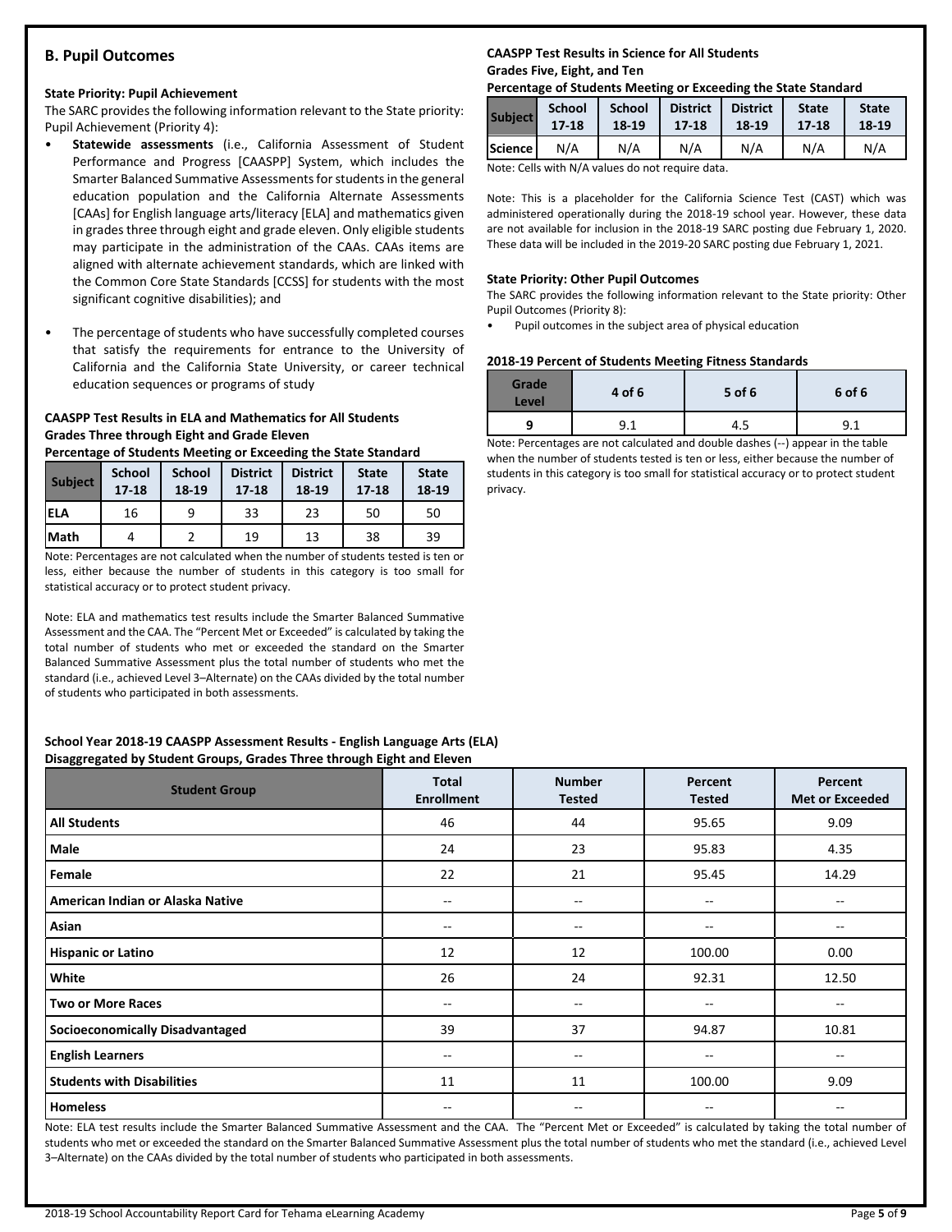## B. Pupil Outcomes

### State Priority: Pupil Achievement

The SARC provides the following information relevant to the State priority: Pupil Achievement (Priority 4):

- **Statewide assessments** (i.e., California Assessment of Student Performance and Progress [CAASPP] System, which includes the Smarter Balanced Summative Assessments for students in the general education population and the California Alternate Assessments [CAAs] for English language arts/literacy [ELA] and mathematics given in grades three through eight and grade eleven. Only eligible students may participate in the administration of the CAAs. CAAs items are aligned with alternate achievement standards, which are linked with the Common Core State Standards [CCSS] for students with the most significant cognitive disabilities); and
- The percentage of students who have successfully completed courses that satisfy the requirements for entrance to the University of California and the California State University, or career technical education sequences or programs of study

**CAASPP Test Results in ELA and Mathematics for All Students**
**Grades Three through Eight and Grade Eleven**
**Percentage of Students Meeting or Exceeding the State Standard**

| Subject | School 17-18 | School 18-19 | District 17-18 | District 18-19 | State 17-18 | State 18-19 |
|---|---|---|---|---|---|---|
| ELA | 16 | 9 | 33 | 23 | 50 | 50 |
| Math | 4 | 2 | 19 | 13 | 38 | 39 |

Note: Percentages are not calculated when the number of students tested is ten or less, either because the number of students in this category is too small for statistical accuracy or to protect student privacy.

Note: ELA and mathematics test results include the Smarter Balanced Summative Assessment and the CAA. The "Percent Met or Exceeded" is calculated by taking the total number of students who met or exceeded the standard on the Smarter Balanced Summative Assessment plus the total number of students who met the standard (i.e., achieved Level 3–Alternate) on the CAAs divided by the total number of students who participated in both assessments.

**CAASPP Test Results in Science for All Students**
**Grades Five, Eight, and Ten**
**Percentage of Students Meeting or Exceeding the State Standard**

| Subject | School 17-18 | School 18-19 | District 17-18 | District 18-19 | State 17-18 | State 18-19 |
|---|---|---|---|---|---|---|
| Science | N/A | N/A | N/A | N/A | N/A | N/A |

Note: Cells with N/A values do not require data.

Note: This is a placeholder for the California Science Test (CAST) which was administered operationally during the 2018-19 school year. However, these data are not available for inclusion in the 2018-19 SARC posting due February 1, 2020. These data will be included in the 2019-20 SARC posting due February 1, 2021.

### State Priority: Other Pupil Outcomes

The SARC provides the following information relevant to the State priority: Other Pupil Outcomes (Priority 8):

- Pupil outcomes in the subject area of physical education

**2018-19 Percent of Students Meeting Fitness Standards**

| Grade Level | 4 of 6 | 5 of 6 | 6 of 6 |
|---|---|---|---|
| 9 | 9.1 | 4.5 | 9.1 |

Note: Percentages are not calculated and double dashes (--) appear in the table when the number of students tested is ten or less, either because the number of students in this category is too small for statistical accuracy or to protect student privacy.

**School Year 2018-19 CAASPP Assessment Results - English Language Arts (ELA)**
**Disaggregated by Student Groups, Grades Three through Eight and Eleven**

| Student Group | Total Enrollment | Number Tested | Percent Tested | Percent Met or Exceeded |
|---|---|---|---|---|
| All Students | 46 | 44 | 95.65 | 9.09 |
| Male | 24 | 23 | 95.83 | 4.35 |
| Female | 22 | 21 | 95.45 | 14.29 |
| American Indian or Alaska Native | -- | -- | -- | -- |
| Asian | -- | -- | -- | -- |
| Hispanic or Latino | 12 | 12 | 100.00 | 0.00 |
| White | 26 | 24 | 92.31 | 12.50 |
| Two or More Races | -- | -- | -- | -- |
| Socioeconomically Disadvantaged | 39 | 37 | 94.87 | 10.81 |
| English Learners | -- | -- | -- | -- |
| Students with Disabilities | 11 | 11 | 100.00 | 9.09 |
| Homeless | -- | -- | -- | -- |

Note: ELA test results include the Smarter Balanced Summative Assessment and the CAA. The "Percent Met or Exceeded" is calculated by taking the total number of students who met or exceeded the standard on the Smarter Balanced Summative Assessment plus the total number of students who met the standard (i.e., achieved Level 3–Alternate) on the CAAs divided by the total number of students who participated in both assessments.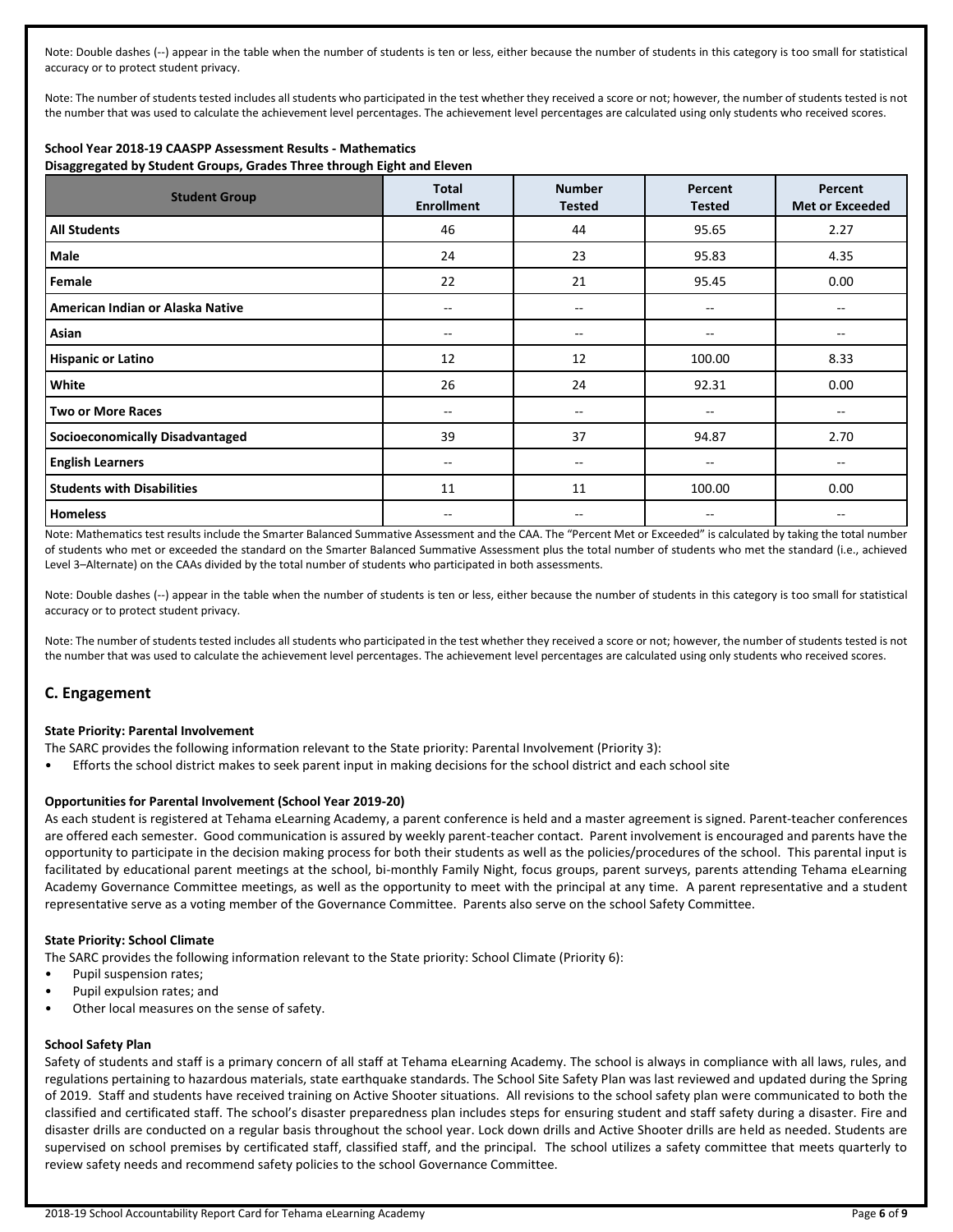Note: Double dashes (--) appear in the table when the number of students is ten or less, either because the number of students in this category is too small for statistical accuracy or to protect student privacy.

Note: The number of students tested includes all students who participated in the test whether they received a score or not; however, the number of students tested is not the number that was used to calculate the achievement level percentages. The achievement level percentages are calculated using only students who received scores.

**School Year 2018-19 CAASPP Assessment Results - Mathematics**
**Disaggregated by Student Groups, Grades Three through Eight and Eleven**

| Student Group | Total Enrollment | Number Tested | Percent Tested | Percent Met or Exceeded |
|---|---|---|---|---|
| **All Students** | 46 | 44 | 95.65 | 2.27 |
| **Male** | 24 | 23 | 95.83 | 4.35 |
| **Female** | 22 | 21 | 95.45 | 0.00 |
| **American Indian or Alaska Native** | -- | -- | -- | -- |
| **Asian** | -- | -- | -- | -- |
| **Hispanic or Latino** | 12 | 12 | 100.00 | 8.33 |
| **White** | 26 | 24 | 92.31 | 0.00 |
| **Two or More Races** | -- | -- | -- | -- |
| **Socioeconomically Disadvantaged** | 39 | 37 | 94.87 | 2.70 |
| **English Learners** | -- | -- | -- | -- |
| **Students with Disabilities** | 11 | 11 | 100.00 | 0.00 |
| **Homeless** | -- | -- | -- | -- |

Note: Mathematics test results include the Smarter Balanced Summative Assessment and the CAA. The "Percent Met or Exceeded" is calculated by taking the total number of students who met or exceeded the standard on the Smarter Balanced Summative Assessment plus the total number of students who met the standard (i.e., achieved Level 3–Alternate) on the CAAs divided by the total number of students who participated in both assessments.

Note: Double dashes (--) appear in the table when the number of students is ten or less, either because the number of students in this category is too small for statistical accuracy or to protect student privacy.

Note: The number of students tested includes all students who participated in the test whether they received a score or not; however, the number of students tested is not the number that was used to calculate the achievement level percentages. The achievement level percentages are calculated using only students who received scores.

## C. Engagement

**State Priority: Parental Involvement**

The SARC provides the following information relevant to the State priority: Parental Involvement (Priority 3):

- Efforts the school district makes to seek parent input in making decisions for the school district and each school site

**Opportunities for Parental Involvement (School Year 2019-20)**

As each student is registered at Tehama eLearning Academy, a parent conference is held and a master agreement is signed. Parent-teacher conferences are offered each semester. Good communication is assured by weekly parent-teacher contact. Parent involvement is encouraged and parents have the opportunity to participate in the decision making process for both their students as well as the policies/procedures of the school. This parental input is facilitated by educational parent meetings at the school, bi-monthly Family Night, focus groups, parent surveys, parents attending Tehama eLearning Academy Governance Committee meetings, as well as the opportunity to meet with the principal at any time. A parent representative and a student representative serve as a voting member of the Governance Committee. Parents also serve on the school Safety Committee.

**State Priority: School Climate**

The SARC provides the following information relevant to the State priority: School Climate (Priority 6):

- Pupil suspension rates;
- Pupil expulsion rates; and
- Other local measures on the sense of safety.

**School Safety Plan**

Safety of students and staff is a primary concern of all staff at Tehama eLearning Academy. The school is always in compliance with all laws, rules, and regulations pertaining to hazardous materials, state earthquake standards. The School Site Safety Plan was last reviewed and updated during the Spring of 2019. Staff and students have received training on Active Shooter situations. All revisions to the school safety plan were communicated to both the classified and certificated staff. The school's disaster preparedness plan includes steps for ensuring student and staff safety during a disaster. Fire and disaster drills are conducted on a regular basis throughout the school year. Lock down drills and Active Shooter drills are held as needed. Students are supervised on school premises by certificated staff, classified staff, and the principal. The school utilizes a safety committee that meets quarterly to review safety needs and recommend safety policies to the school Governance Committee.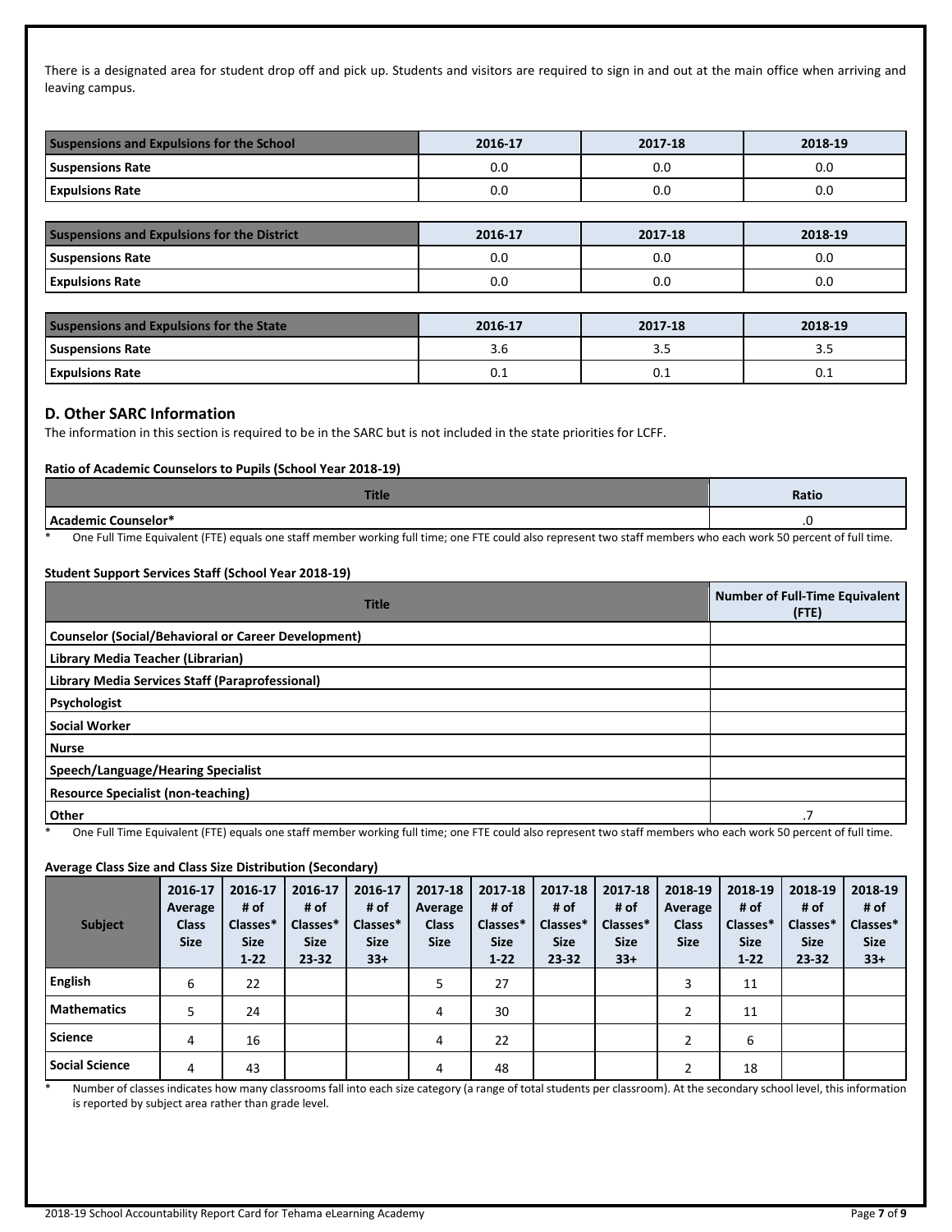There is a designated area for student drop off and pick up. Students and visitors are required to sign in and out at the main office when arriving and leaving campus.

| Suspensions and Expulsions for the School | 2016-17 | 2017-18 | 2018-19 |
|---|---|---|---|
| Suspensions Rate | 0.0 | 0.0 | 0.0 |
| Expulsions Rate | 0.0 | 0.0 | 0.0 |

| Suspensions and Expulsions for the District | 2016-17 | 2017-18 | 2018-19 |
|---|---|---|---|
| Suspensions Rate | 0.0 | 0.0 | 0.0 |
| Expulsions Rate | 0.0 | 0.0 | 0.0 |

| Suspensions and Expulsions for the State | 2016-17 | 2017-18 | 2018-19 |
|---|---|---|---|
| Suspensions Rate | 3.6 | 3.5 | 3.5 |
| Expulsions Rate | 0.1 | 0.1 | 0.1 |

## D. Other SARC Information

The information in this section is required to be in the SARC but is not included in the state priorities for LCFF.

**Ratio of Academic Counselors to Pupils (School Year 2018-19)**

| Title | Ratio |
|---|---|
| Academic Counselor* | .0 |

\* One Full Time Equivalent (FTE) equals one staff member working full time; one FTE could also represent two staff members who each work 50 percent of full time.

**Student Support Services Staff (School Year 2018-19)**

| Title | Number of Full-Time Equivalent (FTE) |
|---|---|
| Counselor (Social/Behavioral or Career Development) | |
| Library Media Teacher (Librarian) | |
| Library Media Services Staff (Paraprofessional) | |
| Psychologist | |
| Social Worker | |
| Nurse | |
| Speech/Language/Hearing Specialist | |
| Resource Specialist (non-teaching) | |
| Other | .7 |

\* One Full Time Equivalent (FTE) equals one staff member working full time; one FTE could also represent two staff members who each work 50 percent of full time.

**Average Class Size and Class Size Distribution (Secondary)**

| Subject | 2016-17 Average Class Size | 2016-17 # of Classes* Size 1-22 | 2016-17 # of Classes* Size 23-32 | 2016-17 # of Classes* Size 33+ | 2017-18 Average Class Size | 2017-18 # of Classes* Size 1-22 | 2017-18 # of Classes* Size 23-32 | 2017-18 # of Classes* Size 33+ | 2018-19 Average Class Size | 2018-19 # of Classes* Size 1-22 | 2018-19 # of Classes* Size 23-32 | 2018-19 # of Classes* Size 33+ |
|---|---|---|---|---|---|---|---|---|---|---|---|---|
| English | 6 | 22 | | | 5 | 27 | | | 3 | 11 | | |
| Mathematics | 5 | 24 | | | 4 | 30 | | | 2 | 11 | | |
| Science | 4 | 16 | | | 4 | 22 | | | 2 | 6 | | |
| Social Science | 4 | 43 | | | 4 | 48 | | | 2 | 18 | | |

\* Number of classes indicates how many classrooms fall into each size category (a range of total students per classroom). At the secondary school level, this information is reported by subject area rather than grade level.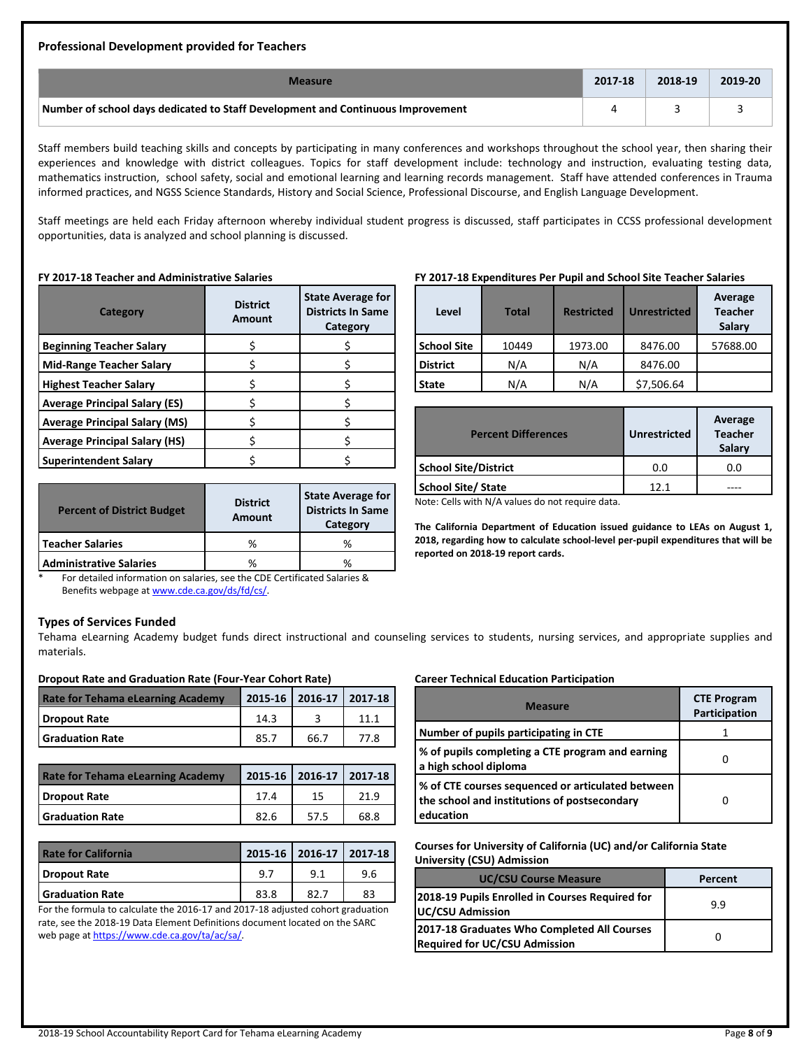### Professional Development provided for Teachers

| Measure | 2017-18 | 2018-19 | 2019-20 |
|---|---|---|---|
| Number of school days dedicated to Staff Development and Continuous Improvement | 4 | 3 | 3 |

Staff members build teaching skills and concepts by participating in many conferences and workshops throughout the school year, then sharing their experiences and knowledge with district colleagues. Topics for staff development include: technology and instruction, evaluating testing data, mathematics instruction, school safety, social and emotional learning and learning records management. Staff have attended conferences in Trauma informed practices, and NGSS Science Standards, History and Social Science, Professional Discourse, and English Language Development.

Staff meetings are held each Friday afternoon whereby individual student progress is discussed, staff participates in CCSS professional development opportunities, data is analyzed and school planning is discussed.

**FY 2017-18 Teacher and Administrative Salaries**

| Category | District Amount | State Average for Districts In Same Category |
|---|---|---|
| Beginning Teacher Salary | $ | $ |
| Mid-Range Teacher Salary | $ | $ |
| Highest Teacher Salary | $ | $ |
| Average Principal Salary (ES) | $ | $ |
| Average Principal Salary (MS) | $ | $ |
| Average Principal Salary (HS) | $ | $ |
| Superintendent Salary | $ | $ |

| Percent of District Budget | District Amount | State Average for Districts In Same Category |
|---|---|---|
| Teacher Salaries | % | % |
| Administrative Salaries | % | % |

\* For detailed information on salaries, see the CDE Certificated Salaries & Benefits webpage at www.cde.ca.gov/ds/fd/cs/.

**FY 2017-18 Expenditures Per Pupil and School Site Teacher Salaries**

| Level | Total | Restricted | Unrestricted | Average Teacher Salary |
|---|---|---|---|---|
| School Site | 10449 | 1973.00 | 8476.00 | 57688.00 |
| District | N/A | N/A | 8476.00 | |
| State | N/A | N/A | $7,506.64 | |

| Percent Differences | Unrestricted | Average Teacher Salary |
|---|---|---|
| School Site/District | 0.0 | 0.0 |
| School Site/ State | 12.1 | ---- |

Note: Cells with N/A values do not require data.

**The California Department of Education issued guidance to LEAs on August 1, 2018, regarding how to calculate school-level per-pupil expenditures that will be reported on 2018-19 report cards.**

### Types of Services Funded

Tehama eLearning Academy budget funds direct instructional and counseling services to students, nursing services, and appropriate supplies and materials.

**Dropout Rate and Graduation Rate (Four-Year Cohort Rate)**

| Rate for Tehama eLearning Academy | 2015-16 | 2016-17 | 2017-18 |
|---|---|---|---|
| Dropout Rate | 14.3 | 3 | 11.1 |
| Graduation Rate | 85.7 | 66.7 | 77.8 |

| Rate for Tehama eLearning Academy | 2015-16 | 2016-17 | 2017-18 |
|---|---|---|---|
| Dropout Rate | 17.4 | 15 | 21.9 |
| Graduation Rate | 82.6 | 57.5 | 68.8 |

| Rate for California | 2015-16 | 2016-17 | 2017-18 |
|---|---|---|---|
| Dropout Rate | 9.7 | 9.1 | 9.6 |
| Graduation Rate | 83.8 | 82.7 | 83 |

For the formula to calculate the 2016-17 and 2017-18 adjusted cohort graduation rate, see the 2018-19 Data Element Definitions document located on the SARC web page at https://www.cde.ca.gov/ta/ac/sa/.

**Career Technical Education Participation**

| Measure | CTE Program Participation |
|---|---|
| Number of pupils participating in CTE | 1 |
| % of pupils completing a CTE program and earning a high school diploma | 0 |
| % of CTE courses sequenced or articulated between the school and institutions of postsecondary education | 0 |

**Courses for University of California (UC) and/or California State University (CSU) Admission**

| UC/CSU Course Measure | Percent |
|---|---|
| 2018-19 Pupils Enrolled in Courses Required for UC/CSU Admission | 9.9 |
| 2017-18 Graduates Who Completed All Courses Required for UC/CSU Admission | 0 |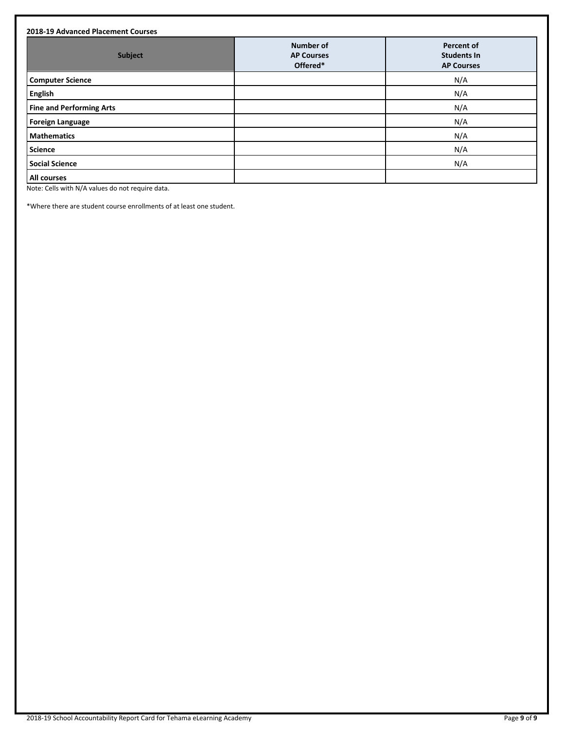**2018-19 Advanced Placement Courses**

| Subject | Number of AP Courses Offered* | Percent of Students In AP Courses |
|---|---|---|
| **Computer Science** | | N/A |
| **English** | | N/A |
| **Fine and Performing Arts** | | N/A |
| **Foreign Language** | | N/A |
| **Mathematics** | | N/A |
| **Science** | | N/A |
| **Social Science** | | N/A |
| **All courses** | | |

Note: Cells with N/A values do not require data.

*Where there are student course enrollments of at least one student.